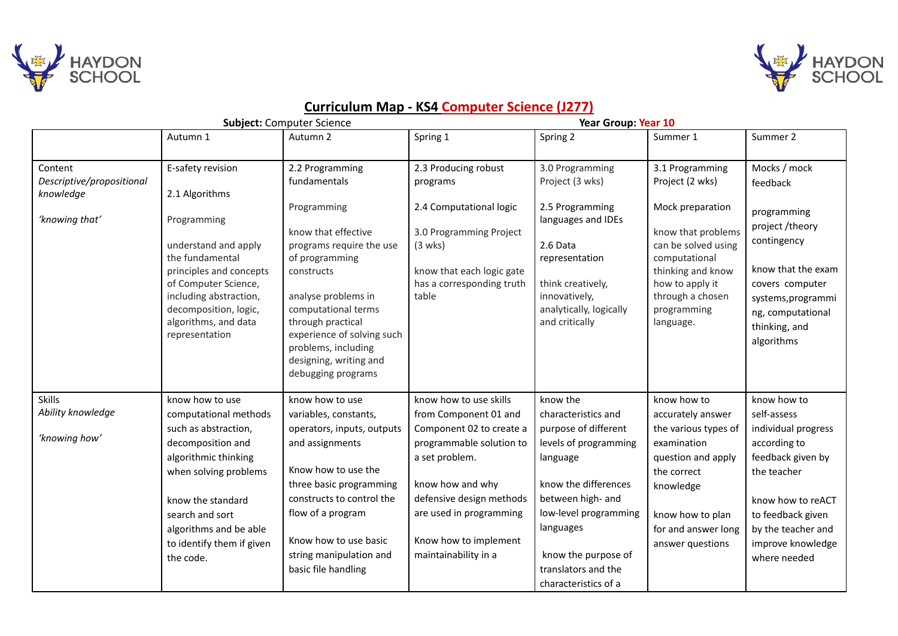# Curriculum Map - KS4 Computer Science (J277)

**Subject:** Computer Science **Year Group:** Year 10

| | Autumn 1 | Autumn 2 | Spring 1 | Spring 2 | Summer 1 | Summer 2 |
|---|---|---|---|---|---|---|
| Content<br>*Descriptive/propositional knowledge*<br><br>*'knowing that'* | E-safety revision<br><br>2.1 Algorithms<br><br>Programming<br><br>understand and apply the fundamental principles and concepts of Computer Science, including abstraction, decomposition, logic, algorithms, and data representation | 2.2 Programming fundamentals<br><br>Programming<br><br>know that effective programs require the use of programming constructs<br><br>analyse problems in computational terms through practical experience of solving such problems, including designing, writing and debugging programs | 2.3 Producing robust programs<br><br>2.4 Computational logic<br><br>3.0 Programming Project (3 wks)<br><br>know that each logic gate has a corresponding truth table | 3.0 Programming Project (3 wks)<br><br>2.5 Programming languages and IDEs<br><br>2.6 Data representation<br><br>think creatively, innovatively, analytically, logically and critically | 3.1 Programming Project (2 wks)<br><br>Mock preparation<br><br>know that problems can be solved using computational thinking and know how to apply it through a chosen programming language. | Mocks / mock feedback<br><br>programming project /theory contingency<br><br>know that the exam covers computer systems,programming, computational thinking, and algorithms |
| Skills<br>*Ability knowledge*<br><br>*'knowing how'* | know how to use computational methods such as abstraction, decomposition and algorithmic thinking when solving problems<br><br>know the standard search and sort algorithms and be able to identify them if given the code. | know how to use variables, constants, operators, inputs, outputs and assignments<br><br>Know how to use the three basic programming constructs to control the flow of a program<br><br>Know how to use basic string manipulation and basic file handling | know how to use skills from Component 01 and Component 02 to create a programmable solution to a set problem.<br><br>know how and why defensive design methods are used in programming<br><br>Know how to implement maintainability in a | know the characteristics and purpose of different levels of programming language<br><br>know the differences between high- and low-level programming languages<br><br>know the purpose of translators and the characteristics of a | know how to accurately answer the various types of examination question and apply the correct knowledge<br><br>know how to plan for and answer long answer questions | know how to self-assess individual progress according to feedback given by the teacher<br><br>know how to reACT to feedback given by the teacher and improve knowledge where needed |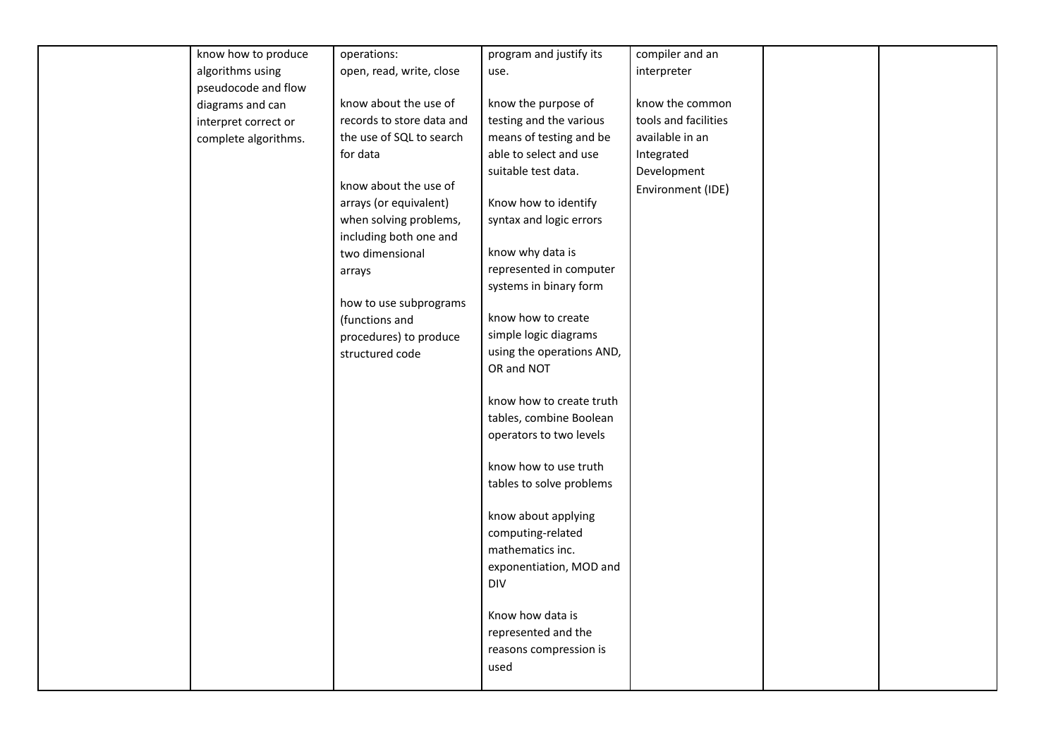|  | know how to produce algorithms using pseudocode and flow diagrams and can interpret correct or complete algorithms. | operations:<br>open, read, write, close<br><br>know about the use of records to store data and the use of SQL to search for data<br><br>know about the use of arrays (or equivalent) when solving problems, including both one and two dimensional arrays<br><br>how to use subprograms (functions and procedures) to produce structured code | program and justify its use.<br><br>know the purpose of testing and the various means of testing and be able to select and use suitable test data.<br><br>Know how to identify syntax and logic errors<br><br>know why data is represented in computer systems in binary form<br><br>know how to create simple logic diagrams using the operations AND, OR and NOT<br><br>know how to create truth tables, combine Boolean operators to two levels<br><br>know how to use truth tables to solve problems<br><br>know about applying computing-related mathematics inc. exponentiation, MOD and DIV<br><br>Know how data is represented and the reasons compression is used | compiler and an interpreter<br><br>know the common tools and facilities available in an Integrated Development Environment (IDE) |  |  |
|---|---|---|---|---|---|---|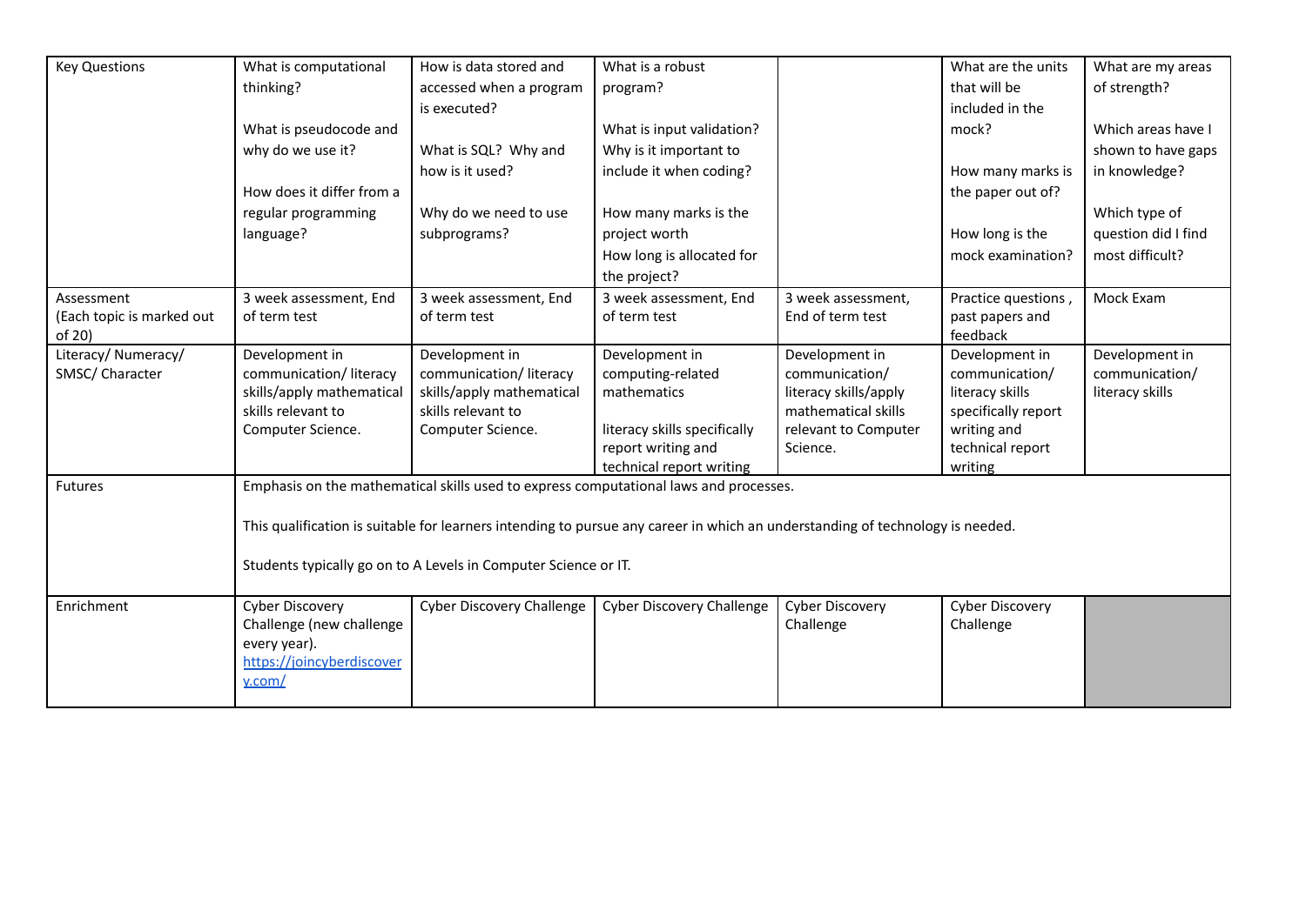| | | | | | | |
|---|---|---|---|---|---|---|
| Key Questions | What is computational thinking?<br><br>What is pseudocode and why do we use it?<br><br>How does it differ from a regular programming language? | How is data stored and accessed when a program is executed?<br><br>What is SQL? Why and how is it used?<br><br>Why do we need to use subprograms? | What is a robust program?<br><br>What is input validation? Why is it important to include it when coding?<br><br>How many marks is the project worth<br>How long is allocated for the project? | | What are the units that will be included in the mock?<br><br>How many marks is the paper out of?<br><br>How long is the mock examination? | What are my areas of strength?<br><br>Which areas have I shown to have gaps in knowledge?<br><br>Which type of question did I find most difficult? |
| Assessment<br>(Each topic is marked out of 20) | 3 week assessment, End of term test | 3 week assessment, End of term test | 3 week assessment, End of term test | 3 week assessment, End of term test | Practice questions , past papers and feedback | Mock Exam |
| Literacy/ Numeracy/ SMSC/ Character | Development in communication/ literacy skills/apply mathematical skills relevant to Computer Science. | Development in communication/ literacy skills/apply mathematical skills relevant to Computer Science. | Development in computing-related mathematics<br><br>literacy skills specifically report writing and technical report writing | Development in communication/ literacy skills/apply mathematical skills relevant to Computer Science. | Development in communication/ literacy skills specifically report writing and technical report writing | Development in communication/ literacy skills |
| Futures | Emphasis on the mathematical skills used to express computational laws and processes.<br><br>This qualification is suitable for learners intending to pursue any career in which an understanding of technology is needed.<br><br>Students typically go on to A Levels in Computer Science or IT. | | | | | |
| Enrichment | Cyber Discovery Challenge (new challenge every year).<br>https://joincyberdiscovery.com/ | Cyber Discovery Challenge | Cyber Discovery Challenge | Cyber Discovery Challenge | Cyber Discovery Challenge | |